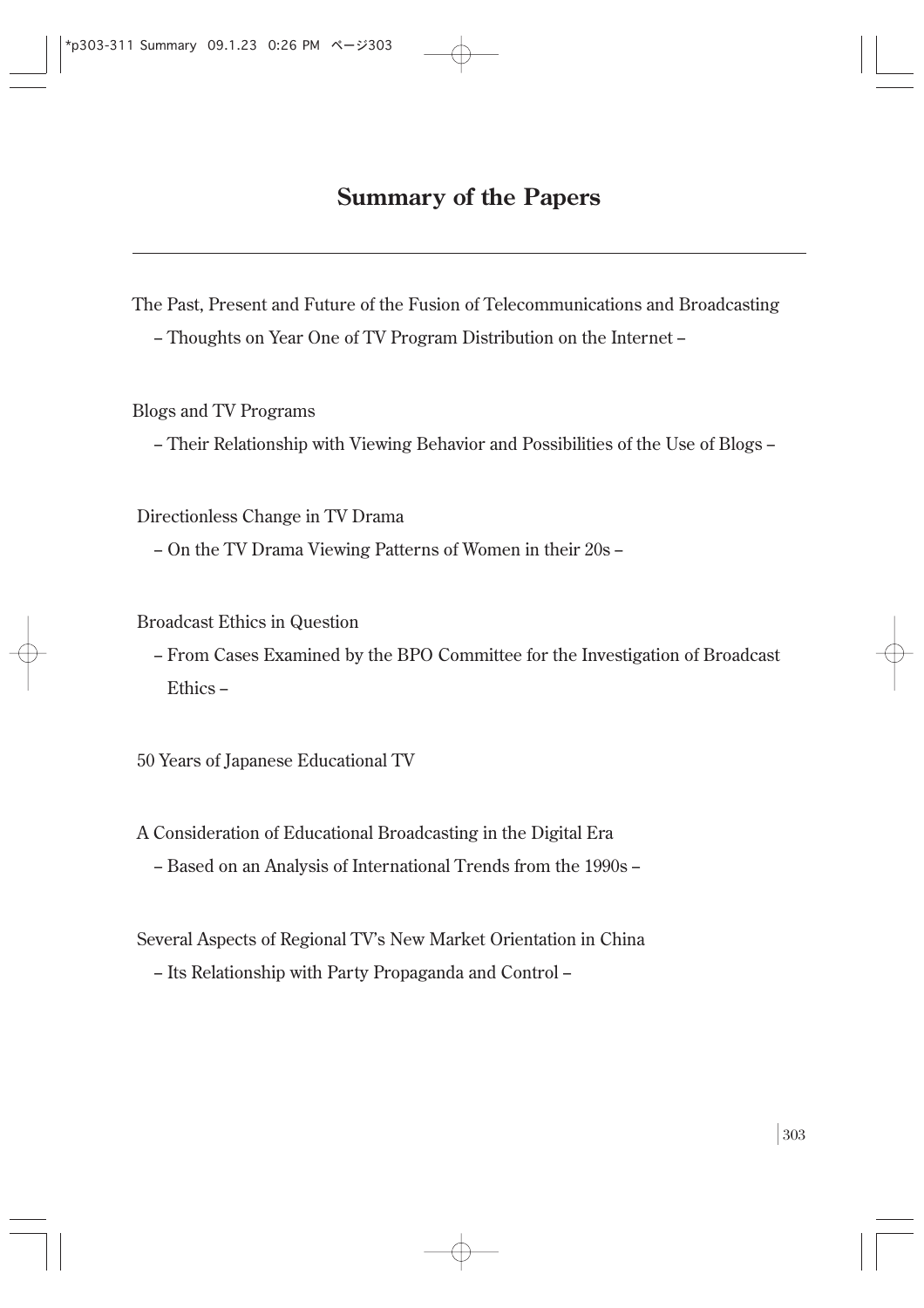# Summary of the Papers

---

The Past, Present and Future of the Fusion of Telecommunications and Broadcasting

– Thoughts on Year One of TV Program Distribution on the Internet –

Blogs and TV Programs

– Their Relationship with Viewing Behavior and Possibilities of the Use of Blogs –

Directionless Change in TV Drama

– On the TV Drama Viewing Patterns of Women in their 20s –

Broadcast Ethics in Question

– From Cases Examined by the BPO Committee for the Investigation of Broadcast Ethics –

50 Years of Japanese Educational TV

A Consideration of Educational Broadcasting in the Digital Era

– Based on an Analysis of International Trends from the 1990s –

Several Aspects of Regional TV's New Market Orientation in China

– Its Relationship with Party Propaganda and Control –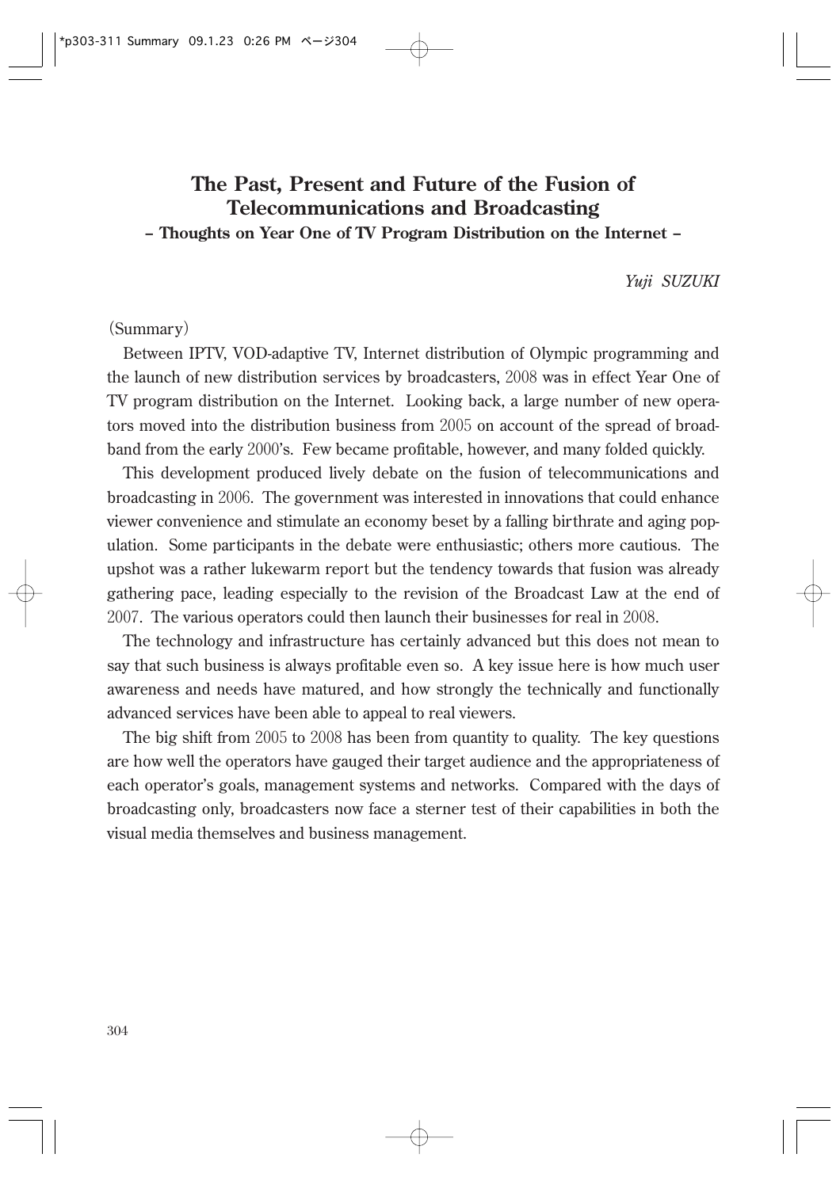# The Past, Present and Future of the Fusion of Telecommunications and Broadcasting

## – Thoughts on Year One of TV Program Distribution on the Internet –

*Yuji SUZUKI*

(Summary)

Between IPTV, VOD-adaptive TV, Internet distribution of Olympic programming and the launch of new distribution services by broadcasters, 2008 was in effect Year One of TV program distribution on the Internet. Looking back, a large number of new operators moved into the distribution business from 2005 on account of the spread of broadband from the early 2000's. Few became profitable, however, and many folded quickly.

This development produced lively debate on the fusion of telecommunications and broadcasting in 2006. The government was interested in innovations that could enhance viewer convenience and stimulate an economy beset by a falling birthrate and aging population. Some participants in the debate were enthusiastic; others more cautious. The upshot was a rather lukewarm report but the tendency towards that fusion was already gathering pace, leading especially to the revision of the Broadcast Law at the end of 2007. The various operators could then launch their businesses for real in 2008.

The technology and infrastructure has certainly advanced but this does not mean to say that such business is always profitable even so. A key issue here is how much user awareness and needs have matured, and how strongly the technically and functionally advanced services have been able to appeal to real viewers.

The big shift from 2005 to 2008 has been from quantity to quality. The key questions are how well the operators have gauged their target audience and the appropriateness of each operator's goals, management systems and networks. Compared with the days of broadcasting only, broadcasters now face a sterner test of their capabilities in both the visual media themselves and business management.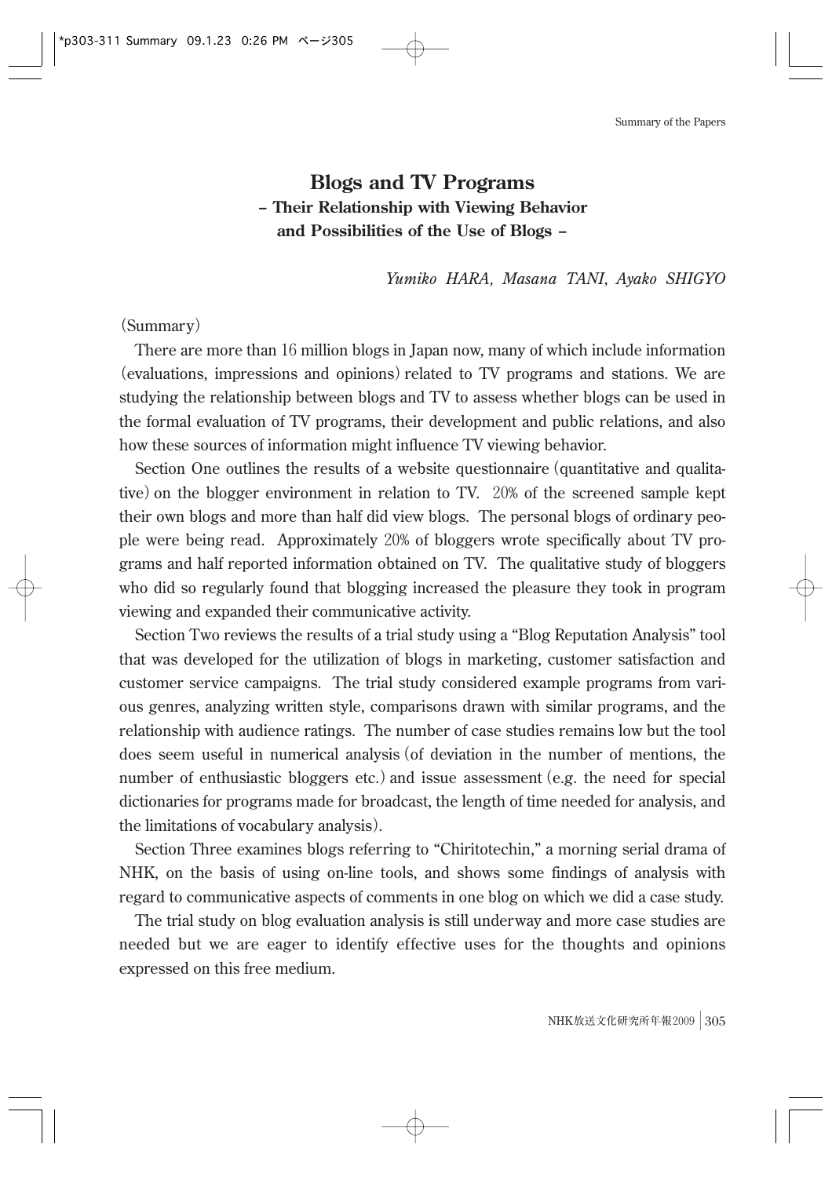# Blogs and TV Programs

## – Their Relationship with Viewing Behavior and Possibilities of the Use of Blogs –

*Yumiko HARA, Masana TANI, Ayako SHIGYO*

(Summary)

There are more than 16 million blogs in Japan now, many of which include information (evaluations, impressions and opinions) related to TV programs and stations. We are studying the relationship between blogs and TV to assess whether blogs can be used in the formal evaluation of TV programs, their development and public relations, and also how these sources of information might influence TV viewing behavior.

Section One outlines the results of a website questionnaire (quantitative and qualitative) on the blogger environment in relation to TV. 20% of the screened sample kept their own blogs and more than half did view blogs. The personal blogs of ordinary people were being read. Approximately 20% of bloggers wrote specifically about TV programs and half reported information obtained on TV. The qualitative study of bloggers who did so regularly found that blogging increased the pleasure they took in program viewing and expanded their communicative activity.

Section Two reviews the results of a trial study using a "Blog Reputation Analysis" tool that was developed for the utilization of blogs in marketing, customer satisfaction and customer service campaigns. The trial study considered example programs from various genres, analyzing written style, comparisons drawn with similar programs, and the relationship with audience ratings. The number of case studies remains low but the tool does seem useful in numerical analysis (of deviation in the number of mentions, the number of enthusiastic bloggers etc.) and issue assessment (e.g. the need for special dictionaries for programs made for broadcast, the length of time needed for analysis, and the limitations of vocabulary analysis).

Section Three examines blogs referring to "Chiritotechin," a morning serial drama of NHK, on the basis of using on-line tools, and shows some findings of analysis with regard to communicative aspects of comments in one blog on which we did a case study.

The trial study on blog evaluation analysis is still underway and more case studies are needed but we are eager to identify effective uses for the thoughts and opinions expressed on this free medium.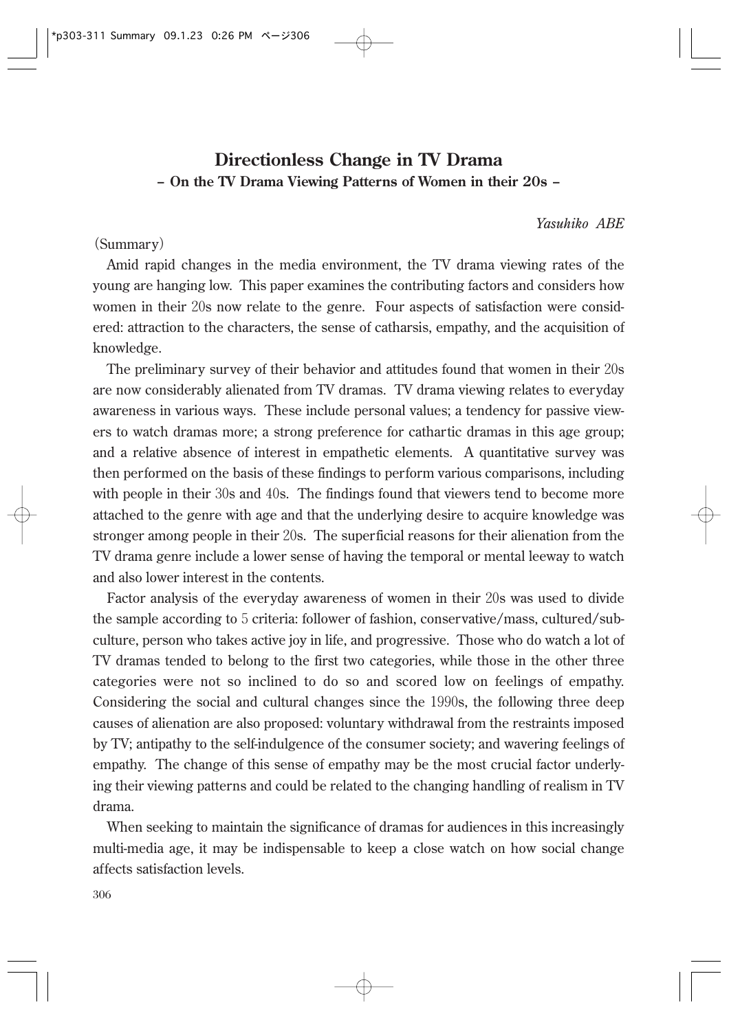# Directionless Change in TV Drama

## – On the TV Drama Viewing Patterns of Women in their 20s –

*Yasuhiko ABE*

(Summary)

Amid rapid changes in the media environment, the TV drama viewing rates of the young are hanging low. This paper examines the contributing factors and considers how women in their 20s now relate to the genre. Four aspects of satisfaction were considered: attraction to the characters, the sense of catharsis, empathy, and the acquisition of knowledge.

The preliminary survey of their behavior and attitudes found that women in their 20s are now considerably alienated from TV dramas. TV drama viewing relates to everyday awareness in various ways. These include personal values; a tendency for passive viewers to watch dramas more; a strong preference for cathartic dramas in this age group; and a relative absence of interest in empathetic elements. A quantitative survey was then performed on the basis of these findings to perform various comparisons, including with people in their 30s and 40s. The findings found that viewers tend to become more attached to the genre with age and that the underlying desire to acquire knowledge was stronger among people in their 20s. The superficial reasons for their alienation from the TV drama genre include a lower sense of having the temporal or mental leeway to watch and also lower interest in the contents.

Factor analysis of the everyday awareness of women in their 20s was used to divide the sample according to 5 criteria: follower of fashion, conservative/mass, cultured/subculture, person who takes active joy in life, and progressive. Those who do watch a lot of TV dramas tended to belong to the first two categories, while those in the other three categories were not so inclined to do so and scored low on feelings of empathy. Considering the social and cultural changes since the 1990s, the following three deep causes of alienation are also proposed: voluntary withdrawal from the restraints imposed by TV; antipathy to the self-indulgence of the consumer society; and wavering feelings of empathy. The change of this sense of empathy may be the most crucial factor underlying their viewing patterns and could be related to the changing handling of realism in TV drama.

When seeking to maintain the significance of dramas for audiences in this increasingly multi-media age, it may be indispensable to keep a close watch on how social change affects satisfaction levels.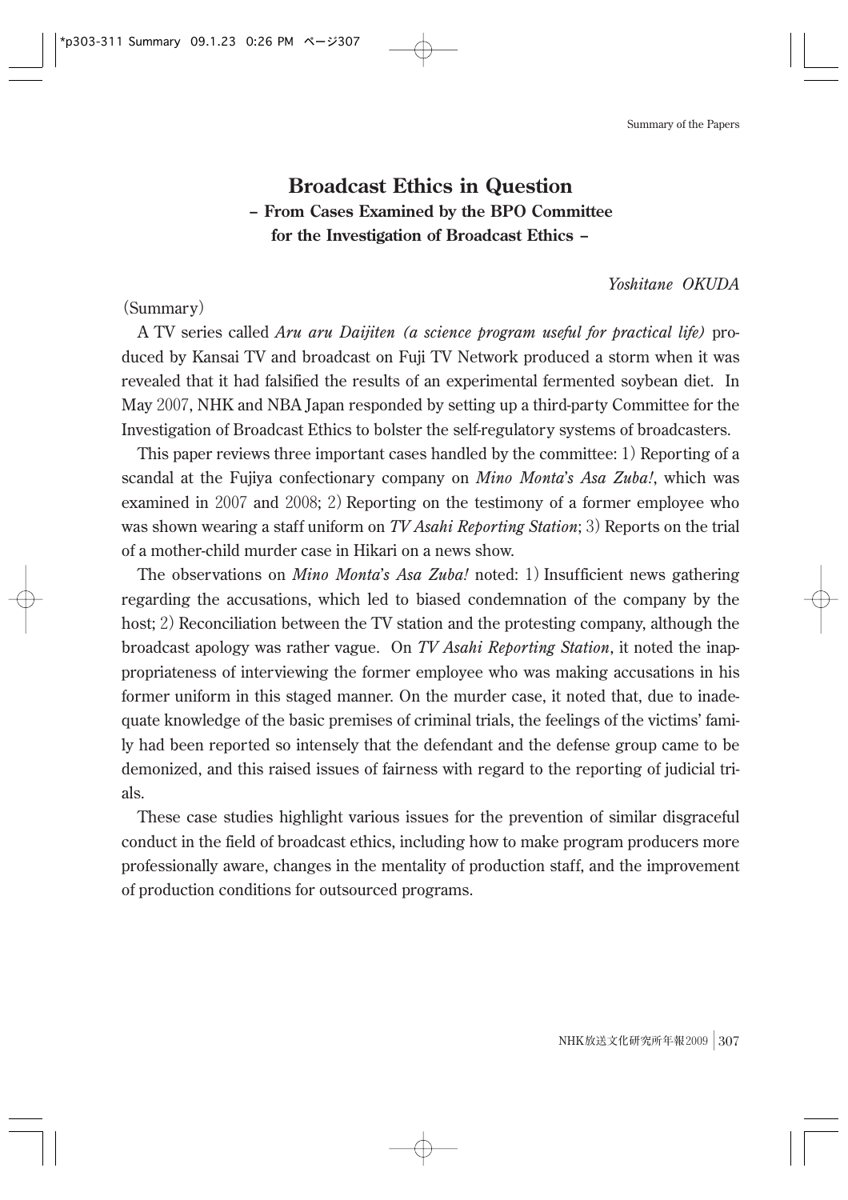# Broadcast Ethics in Question
## – From Cases Examined by the BPO Committee for the Investigation of Broadcast Ethics –

*Yoshitane OKUDA*

(Summary)

A TV series called *Aru aru Daijiten (a science program useful for practical life)* produced by Kansai TV and broadcast on Fuji TV Network produced a storm when it was revealed that it had falsified the results of an experimental fermented soybean diet. In May 2007, NHK and NBA Japan responded by setting up a third-party Committee for the Investigation of Broadcast Ethics to bolster the self-regulatory systems of broadcasters.

This paper reviews three important cases handled by the committee: 1) Reporting of a scandal at the Fujiya confectionary company on *Mino Monta's Asa Zuba!*, which was examined in 2007 and 2008; 2) Reporting on the testimony of a former employee who was shown wearing a staff uniform on *TV Asahi Reporting Station*; 3) Reports on the trial of a mother-child murder case in Hikari on a news show.

The observations on *Mino Monta's Asa Zuba!* noted: 1) Insufficient news gathering regarding the accusations, which led to biased condemnation of the company by the host; 2) Reconciliation between the TV station and the protesting company, although the broadcast apology was rather vague. On *TV Asahi Reporting Station*, it noted the inappropriateness of interviewing the former employee who was making accusations in his former uniform in this staged manner. On the murder case, it noted that, due to inadequate knowledge of the basic premises of criminal trials, the feelings of the victims' family had been reported so intensely that the defendant and the defense group came to be demonized, and this raised issues of fairness with regard to the reporting of judicial trials.

These case studies highlight various issues for the prevention of similar disgraceful conduct in the field of broadcast ethics, including how to make program producers more professionally aware, changes in the mentality of production staff, and the improvement of production conditions for outsourced programs.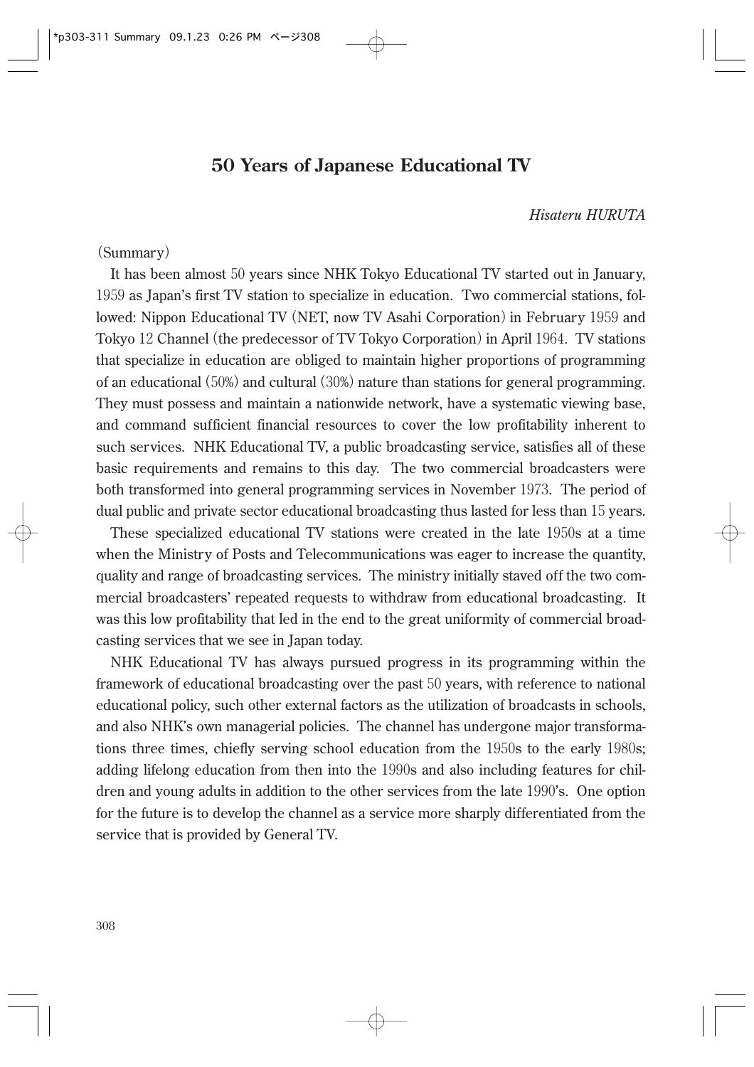# 50 Years of Japanese Educational TV

*Hisateru HURUTA*

(Summary)

It has been almost 50 years since NHK Tokyo Educational TV started out in January, 1959 as Japan's first TV station to specialize in education. Two commercial stations, followed: Nippon Educational TV (NET, now TV Asahi Corporation) in February 1959 and Tokyo 12 Channel (the predecessor of TV Tokyo Corporation) in April 1964. TV stations that specialize in education are obliged to maintain higher proportions of programming of an educational (50%) and cultural (30%) nature than stations for general programming. They must possess and maintain a nationwide network, have a systematic viewing base, and command sufficient financial resources to cover the low profitability inherent to such services. NHK Educational TV, a public broadcasting service, satisfies all of these basic requirements and remains to this day. The two commercial broadcasters were both transformed into general programming services in November 1973. The period of dual public and private sector educational broadcasting thus lasted for less than 15 years.

These specialized educational TV stations were created in the late 1950s at a time when the Ministry of Posts and Telecommunications was eager to increase the quantity, quality and range of broadcasting services. The ministry initially staved off the two commercial broadcasters' repeated requests to withdraw from educational broadcasting. It was this low profitability that led in the end to the great uniformity of commercial broadcasting services that we see in Japan today.

NHK Educational TV has always pursued progress in its programming within the framework of educational broadcasting over the past 50 years, with reference to national educational policy, such other external factors as the utilization of broadcasts in schools, and also NHK's own managerial policies. The channel has undergone major transformations three times, chiefly serving school education from the 1950s to the early 1980s; adding lifelong education from then into the 1990s and also including features for children and young adults in addition to the other services from the late 1990's. One option for the future is to develop the channel as a service more sharply differentiated from the service that is provided by General TV.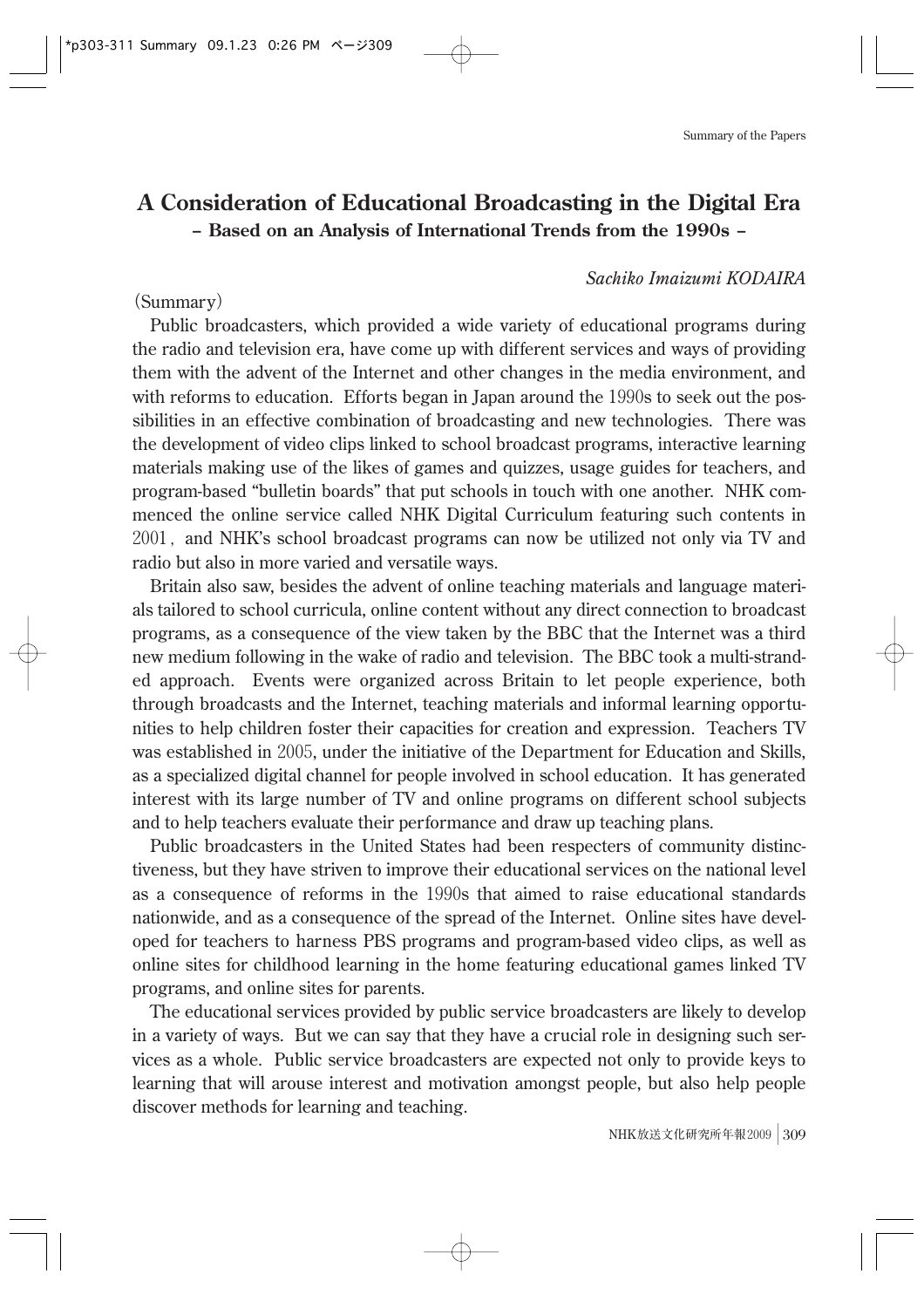# A Consideration of Educational Broadcasting in the Digital Era

**– Based on an Analysis of International Trends from the 1990s –**

*Sachiko Imaizumi KODAIRA*

(Summary)

Public broadcasters, which provided a wide variety of educational programs during the radio and television era, have come up with different services and ways of providing them with the advent of the Internet and other changes in the media environment, and with reforms to education. Efforts began in Japan around the 1990s to seek out the possibilities in an effective combination of broadcasting and new technologies. There was the development of video clips linked to school broadcast programs, interactive learning materials making use of the likes of games and quizzes, usage guides for teachers, and program-based "bulletin boards" that put schools in touch with one another. NHK commenced the online service called NHK Digital Curriculum featuring such contents in 2001, and NHK's school broadcast programs can now be utilized not only via TV and radio but also in more varied and versatile ways.

Britain also saw, besides the advent of online teaching materials and language materials tailored to school curricula, online content without any direct connection to broadcast programs, as a consequence of the view taken by the BBC that the Internet was a third new medium following in the wake of radio and television. The BBC took a multi-stranded approach. Events were organized across Britain to let people experience, both through broadcasts and the Internet, teaching materials and informal learning opportunities to help children foster their capacities for creation and expression. Teachers TV was established in 2005, under the initiative of the Department for Education and Skills, as a specialized digital channel for people involved in school education. It has generated interest with its large number of TV and online programs on different school subjects and to help teachers evaluate their performance and draw up teaching plans.

Public broadcasters in the United States had been respecters of community distinctiveness, but they have striven to improve their educational services on the national level as a consequence of reforms in the 1990s that aimed to raise educational standards nationwide, and as a consequence of the spread of the Internet. Online sites have developed for teachers to harness PBS programs and program-based video clips, as well as online sites for childhood learning in the home featuring educational games linked TV programs, and online sites for parents.

The educational services provided by public service broadcasters are likely to develop in a variety of ways. But we can say that they have a crucial role in designing such services as a whole. Public service broadcasters are expected not only to provide keys to learning that will arouse interest and motivation amongst people, but also help people discover methods for learning and teaching.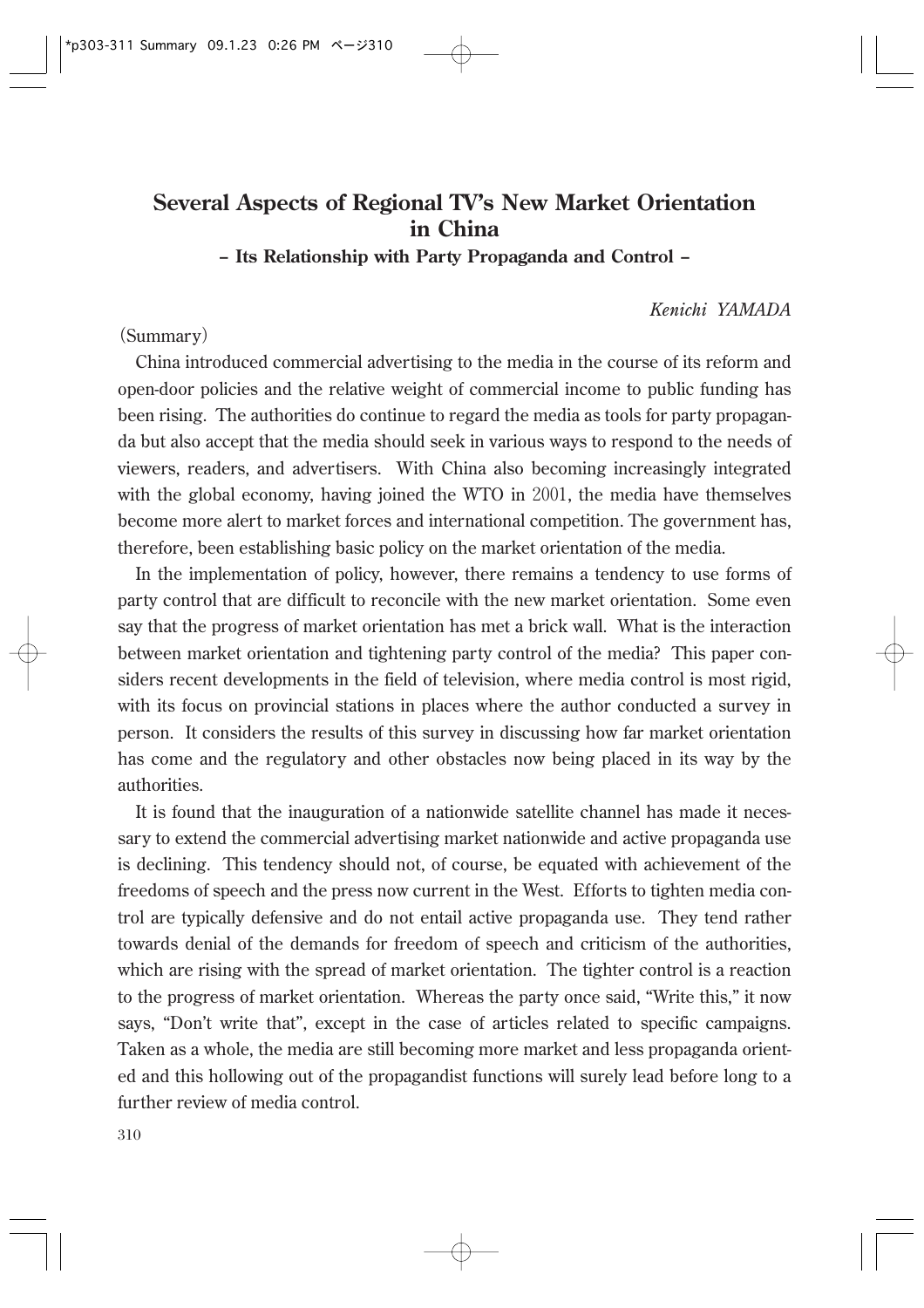# Several Aspects of Regional TV's New Market Orientation in China

**– Its Relationship with Party Propaganda and Control –**

*Kenichi YAMADA*

(Summary)

China introduced commercial advertising to the media in the course of its reform and open-door policies and the relative weight of commercial income to public funding has been rising. The authorities do continue to regard the media as tools for party propaganda but also accept that the media should seek in various ways to respond to the needs of viewers, readers, and advertisers. With China also becoming increasingly integrated with the global economy, having joined the WTO in 2001, the media have themselves become more alert to market forces and international competition. The government has, therefore, been establishing basic policy on the market orientation of the media.

In the implementation of policy, however, there remains a tendency to use forms of party control that are difficult to reconcile with the new market orientation. Some even say that the progress of market orientation has met a brick wall. What is the interaction between market orientation and tightening party control of the media? This paper considers recent developments in the field of television, where media control is most rigid, with its focus on provincial stations in places where the author conducted a survey in person. It considers the results of this survey in discussing how far market orientation has come and the regulatory and other obstacles now being placed in its way by the authorities.

It is found that the inauguration of a nationwide satellite channel has made it necessary to extend the commercial advertising market nationwide and active propaganda use is declining. This tendency should not, of course, be equated with achievement of the freedoms of speech and the press now current in the West. Efforts to tighten media control are typically defensive and do not entail active propaganda use. They tend rather towards denial of the demands for freedom of speech and criticism of the authorities, which are rising with the spread of market orientation. The tighter control is a reaction to the progress of market orientation. Whereas the party once said, "Write this," it now says, "Don't write that", except in the case of articles related to specific campaigns. Taken as a whole, the media are still becoming more market and less propaganda oriented and this hollowing out of the propagandist functions will surely lead before long to a further review of media control.